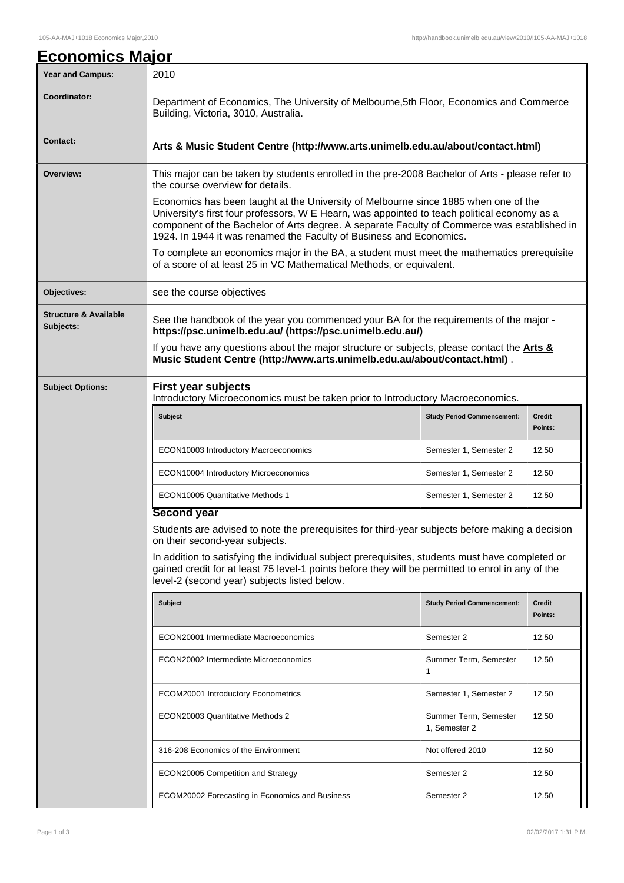# Economics Major

| Year and Campus: | 2010 |
|---|---|
| Coordinator: | Department of Economics, The University of Melbourne,5th Floor, Economics and Commerce Building, Victoria, 3010, Australia. |
| Contact: | **Arts & Music Student Centre (http://www.arts.unimelb.edu.au/about/contact.html)** |
| Overview: | This major can be taken by students enrolled in the pre-2008 Bachelor of Arts - please refer to the course overview for details. Economics has been taught at the University of Melbourne since 1885 when one of the University's first four professors, W E Hearn, was appointed to teach political economy as a component of the Bachelor of Arts degree. A separate Faculty of Commerce was established in 1924. In 1944 it was renamed the Faculty of Business and Economics. To complete an economics major in the BA, a student must meet the mathematics prerequisite of a score of at least 25 in VC Mathematical Methods, or equivalent. |
| Objectives: | see the course objectives |
| Structure & Available Subjects: | See the handbook of the year you commenced your BA for the requirements of the major - **https://psc.unimelb.edu.au/ (https://psc.unimelb.edu.au/)** If you have any questions about the major structure or subjects, please contact the **Arts & Music Student Centre (http://www.arts.unimelb.edu.au/about/contact.html)** . |

## Subject Options:

### First year subjects

Introductory Microeconomics must be taken prior to Introductory Macroeconomics.

| Subject | Study Period Commencement: | Credit Points: |
|---|---|---|
| ECON10003 Introductory Macroeconomics | Semester 1, Semester 2 | 12.50 |
| ECON10004 Introductory Microeconomics | Semester 1, Semester 2 | 12.50 |
| ECON10005 Quantitative Methods 1 | Semester 1, Semester 2 | 12.50 |

### Second year

Students are advised to note the prerequisites for third-year subjects before making a decision on their second-year subjects.

In addition to satisfying the individual subject prerequisites, students must have completed or gained credit for at least 75 level-1 points before they will be permitted to enrol in any of the level-2 (second year) subjects listed below.

| Subject | Study Period Commencement: | Credit Points: |
|---|---|---|
| ECON20001 Intermediate Macroeconomics | Semester 2 | 12.50 |
| ECON20002 Intermediate Microeconomics | Summer Term, Semester 1 | 12.50 |
| ECOM20001 Introductory Econometrics | Semester 1, Semester 2 | 12.50 |
| ECON20003 Quantitative Methods 2 | Summer Term, Semester 1, Semester 2 | 12.50 |
| 316-208 Economics of the Environment | Not offered 2010 | 12.50 |
| ECON20005 Competition and Strategy | Semester 2 | 12.50 |
| ECOM20002 Forecasting in Economics and Business | Semester 2 | 12.50 |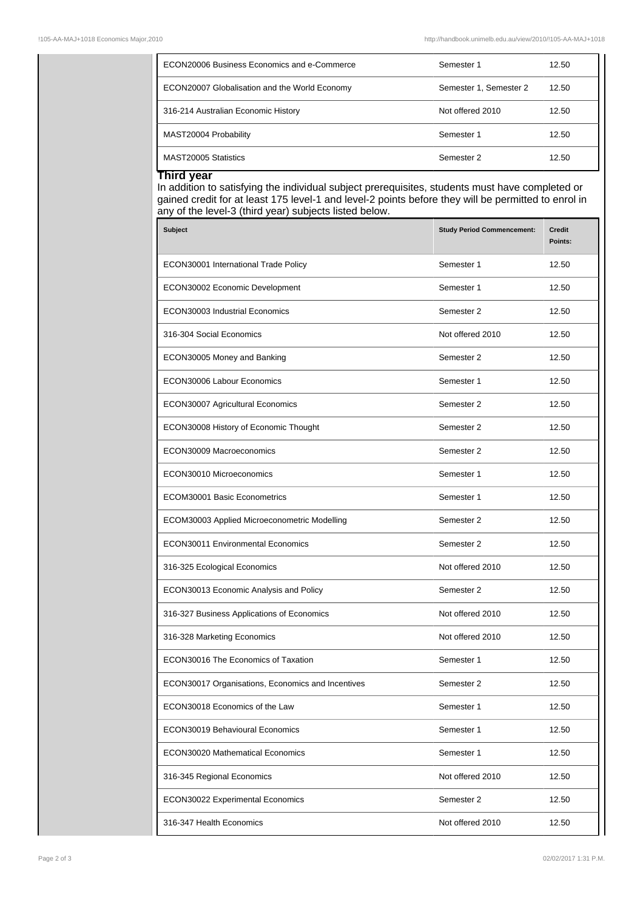| | | |
|---|---|---|
| ECON20006 Business Economics and e-Commerce | Semester 1 | 12.50 |
| ECON20007 Globalisation and the World Economy | Semester 1, Semester 2 | 12.50 |
| 316-214 Australian Economic History | Not offered 2010 | 12.50 |
| MAST20004 Probability | Semester 1 | 12.50 |
| MAST20005 Statistics | Semester 2 | 12.50 |

### Third year

In addition to satisfying the individual subject prerequisites, students must have completed or gained credit for at least 175 level-1 and level-2 points before they will be permitted to enrol in any of the level-3 (third year) subjects listed below.

| Subject | Study Period Commencement: | Credit Points: |
|---|---|---|
| ECON30001 International Trade Policy | Semester 1 | 12.50 |
| ECON30002 Economic Development | Semester 1 | 12.50 |
| ECON30003 Industrial Economics | Semester 2 | 12.50 |
| 316-304 Social Economics | Not offered 2010 | 12.50 |
| ECON30005 Money and Banking | Semester 2 | 12.50 |
| ECON30006 Labour Economics | Semester 1 | 12.50 |
| ECON30007 Agricultural Economics | Semester 2 | 12.50 |
| ECON30008 History of Economic Thought | Semester 2 | 12.50 |
| ECON30009 Macroeconomics | Semester 2 | 12.50 |
| ECON30010 Microeconomics | Semester 1 | 12.50 |
| ECOM30001 Basic Econometrics | Semester 1 | 12.50 |
| ECOM30003 Applied Microeconometric Modelling | Semester 2 | 12.50 |
| ECON30011 Environmental Economics | Semester 2 | 12.50 |
| 316-325 Ecological Economics | Not offered 2010 | 12.50 |
| ECON30013 Economic Analysis and Policy | Semester 2 | 12.50 |
| 316-327 Business Applications of Economics | Not offered 2010 | 12.50 |
| 316-328 Marketing Economics | Not offered 2010 | 12.50 |
| ECON30016 The Economics of Taxation | Semester 1 | 12.50 |
| ECON30017 Organisations, Economics and Incentives | Semester 2 | 12.50 |
| ECON30018 Economics of the Law | Semester 1 | 12.50 |
| ECON30019 Behavioural Economics | Semester 1 | 12.50 |
| ECON30020 Mathematical Economics | Semester 1 | 12.50 |
| 316-345 Regional Economics | Not offered 2010 | 12.50 |
| ECON30022 Experimental Economics | Semester 2 | 12.50 |
| 316-347 Health Economics | Not offered 2010 | 12.50 |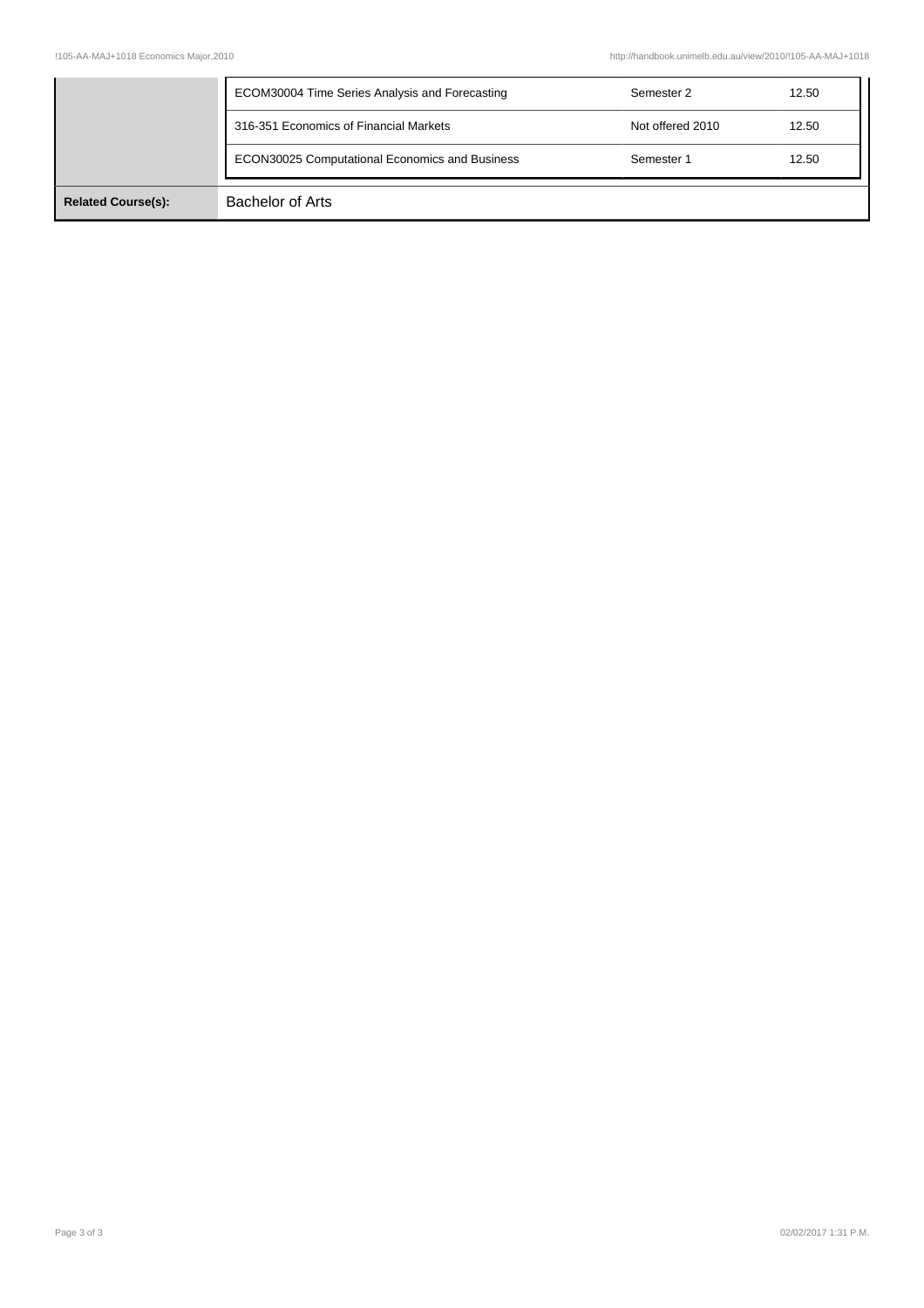| | | | |
|---|---|---|---|
| | ECOM30004 Time Series Analysis and Forecasting | Semester 2 | 12.50 |
| | 316-351 Economics of Financial Markets | Not offered 2010 | 12.50 |
| | ECON30025 Computational Economics and Business | Semester 1 | 12.50 |
| **Related Course(s):** | Bachelor of Arts | | |